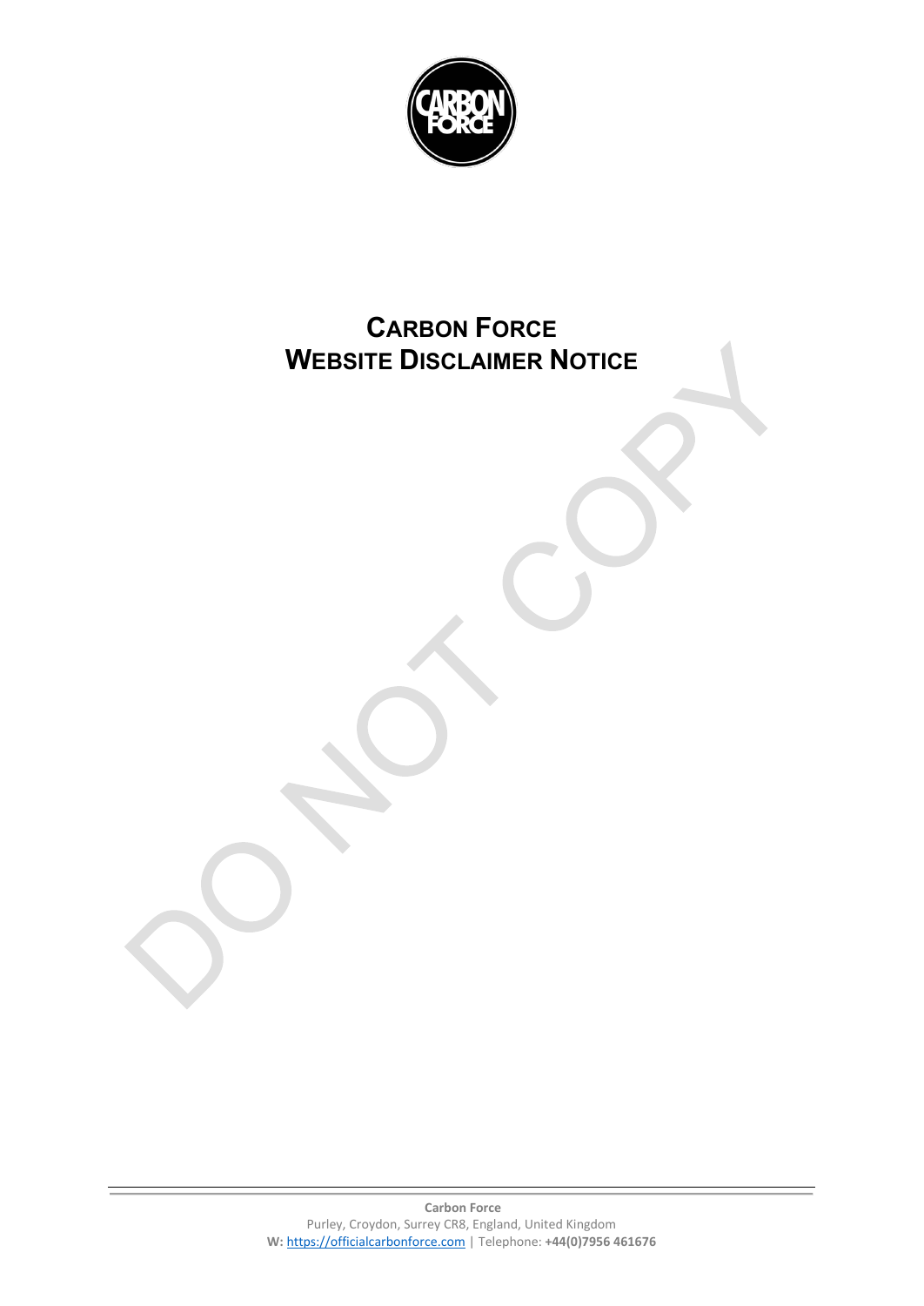# CARBON FORCE
# WEBSITE DISCLAIMER NOTICE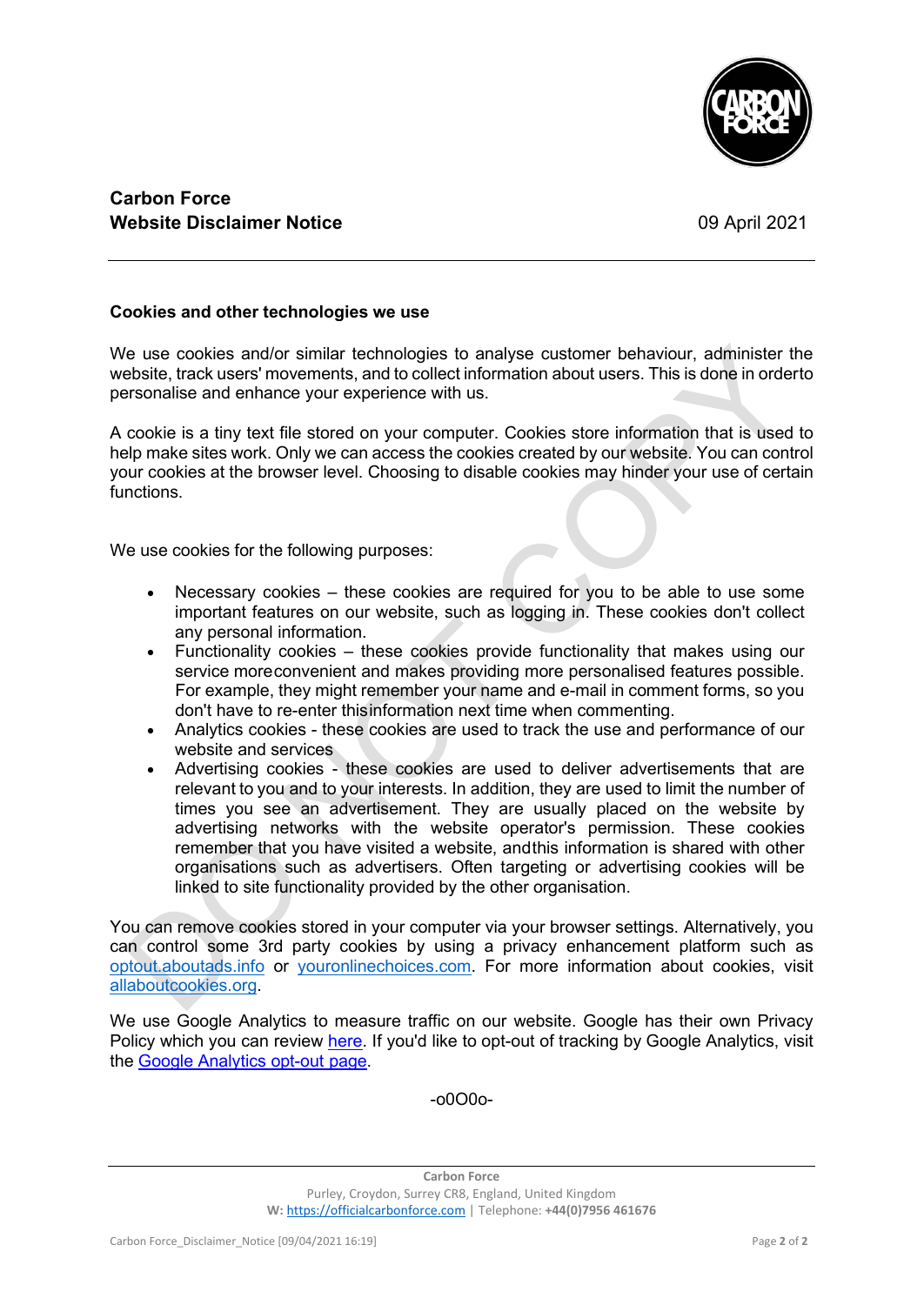**Carbon Force**
**Website Disclaimer Notice**

09 April 2021

---

**Cookies and other technologies we use**

We use cookies and/or similar technologies to analyse customer behaviour, administer the website, track users' movements, and to collect information about users. This is done in orderto personalise and enhance your experience with us.

A cookie is a tiny text file stored on your computer. Cookies store information that is used to help make sites work. Only we can access the cookies created by our website. You can control your cookies at the browser level. Choosing to disable cookies may hinder your use of certain functions.

We use cookies for the following purposes:

- Necessary cookies – these cookies are required for you to be able to use some important features on our website, such as logging in. These cookies don't collect any personal information.
- Functionality cookies – these cookies provide functionality that makes using our service moreconvenient and makes providing more personalised features possible. For example, they might remember your name and e-mail in comment forms, so you don't have to re-enter thisinformation next time when commenting.
- Analytics cookies - these cookies are used to track the use and performance of our website and services
- Advertising cookies - these cookies are used to deliver advertisements that are relevant to you and to your interests. In addition, they are used to limit the number of times you see an advertisement. They are usually placed on the website by advertising networks with the website operator's permission. These cookies remember that you have visited a website, andthis information is shared with other organisations such as advertisers. Often targeting or advertising cookies will be linked to site functionality provided by the other organisation.

You can remove cookies stored in your computer via your browser settings. Alternatively, you can control some 3rd party cookies by using a privacy enhancement platform such as optout.aboutads.info or youronlinechoices.com. For more information about cookies, visit allaboutcookies.org.

We use Google Analytics to measure traffic on our website. Google has their own Privacy Policy which you can review here. If you'd like to opt-out of tracking by Google Analytics, visit the Google Analytics opt-out page.

-o0O0o-

**Carbon Force**
Purley, Croydon, Surrey CR8, England, United Kingdom
**W:** https://officialcarbonforce.com | Telephone: **+44(0)7956 461676**